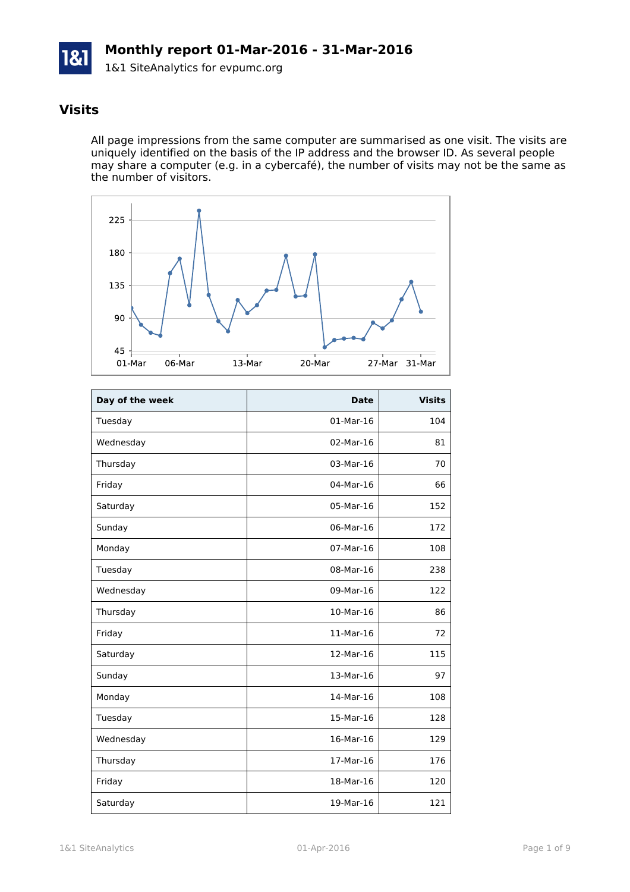# Monthly report 01-Mar-2016 - 31-Mar-2016

1&1 SiteAnalytics for evpumc.org

## Visits

All page impressions from the same computer are summarised as one visit. The visits are uniquely identified on the basis of the IP address and the browser ID. As several people may share a computer (e.g. in a cybercafé), the number of visits may not be the same as the number of visitors.

| Day of the week | Date | Visits |
|---|---:|---:|
| Tuesday | 01-Mar-16 | 104 |
| Wednesday | 02-Mar-16 | 81 |
| Thursday | 03-Mar-16 | 70 |
| Friday | 04-Mar-16 | 66 |
| Saturday | 05-Mar-16 | 152 |
| Sunday | 06-Mar-16 | 172 |
| Monday | 07-Mar-16 | 108 |
| Tuesday | 08-Mar-16 | 238 |
| Wednesday | 09-Mar-16 | 122 |
| Thursday | 10-Mar-16 | 86 |
| Friday | 11-Mar-16 | 72 |
| Saturday | 12-Mar-16 | 115 |
| Sunday | 13-Mar-16 | 97 |
| Monday | 14-Mar-16 | 108 |
| Tuesday | 15-Mar-16 | 128 |
| Wednesday | 16-Mar-16 | 129 |
| Thursday | 17-Mar-16 | 176 |
| Friday | 18-Mar-16 | 120 |
| Saturday | 19-Mar-16 | 121 |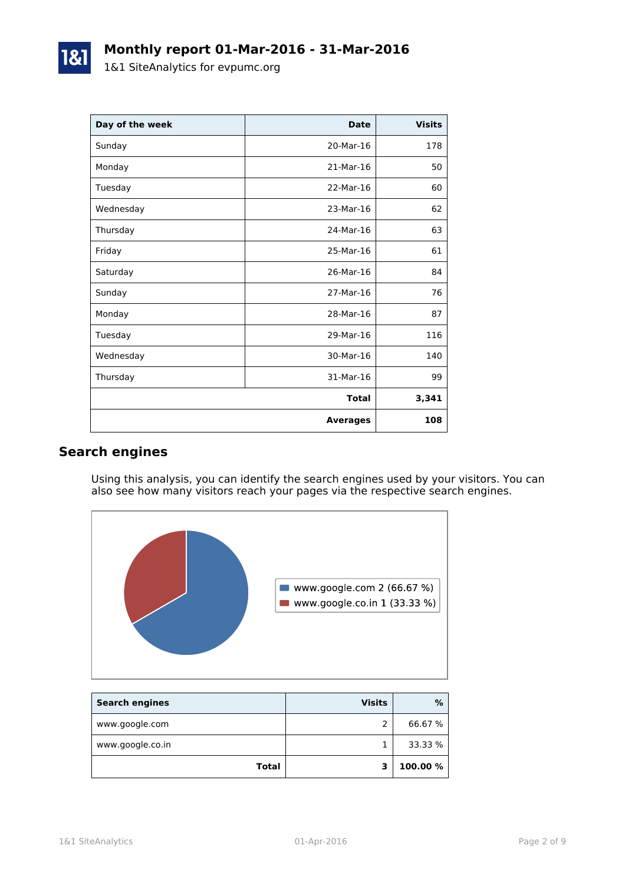# Monthly report 01-Mar-2016 - 31-Mar-2016

1&1 SiteAnalytics for evpumc.org

| Day of the week | Date | Visits |
|---|---|---|
| Sunday | 20-Mar-16 | 178 |
| Monday | 21-Mar-16 | 50 |
| Tuesday | 22-Mar-16 | 60 |
| Wednesday | 23-Mar-16 | 62 |
| Thursday | 24-Mar-16 | 63 |
| Friday | 25-Mar-16 | 61 |
| Saturday | 26-Mar-16 | 84 |
| Sunday | 27-Mar-16 | 76 |
| Monday | 28-Mar-16 | 87 |
| Tuesday | 29-Mar-16 | 116 |
| Wednesday | 30-Mar-16 | 140 |
| Thursday | 31-Mar-16 | 99 |
| | **Total** | **3,341** |
| | **Averages** | **108** |

## Search engines

Using this analysis, you can identify the search engines used by your visitors. You can also see how many visitors reach your pages via the respective search engines.

- www.google.com 2 (66.67 %)
- www.google.co.in 1 (33.33 %)

| Search engines | Visits | % |
|---|---|---|
| www.google.com | 2 | 66.67 % |
| www.google.co.in | 1 | 33.33 % |
| **Total** | **3** | **100.00 %** |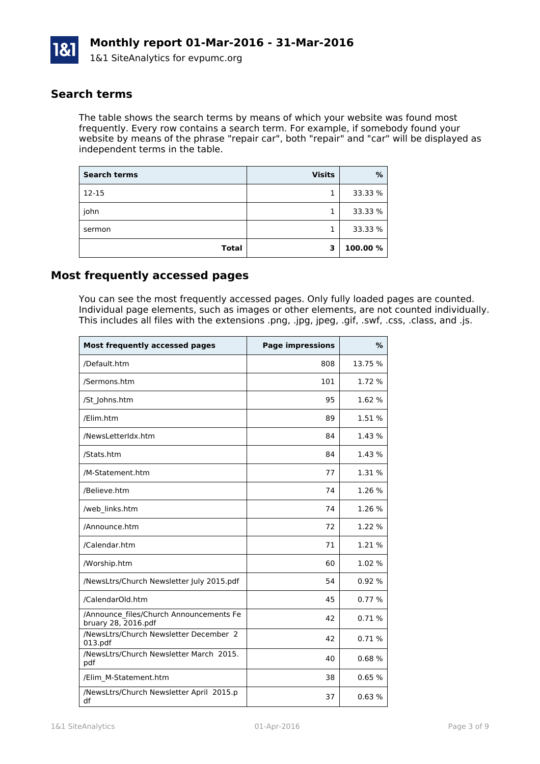# Monthly report 01-Mar-2016 - 31-Mar-2016

1&1 SiteAnalytics for evpumc.org

## Search terms

The table shows the search terms by means of which your website was found most frequently. Every row contains a search term. For example, if somebody found your website by means of the phrase "repair car", both "repair" and "car" will be displayed as independent terms in the table.

| Search terms | Visits | % |
|---|---:|---:|
| 12-15 | 1 | 33.33 % |
| john | 1 | 33.33 % |
| sermon | 1 | 33.33 % |
| **Total** | **3** | **100.00 %** |

## Most frequently accessed pages

You can see the most frequently accessed pages. Only fully loaded pages are counted. Individual page elements, such as images or other elements, are not counted individually. This includes all files with the extensions .png, .jpg, jpeg, .gif, .swf, .css, .class, and .js.

| Most frequently accessed pages | Page impressions | % |
|---|---:|---:|
| /Default.htm | 808 | 13.75 % |
| /Sermons.htm | 101 | 1.72 % |
| /St_Johns.htm | 95 | 1.62 % |
| /Elim.htm | 89 | 1.51 % |
| /NewsLetterIdx.htm | 84 | 1.43 % |
| /Stats.htm | 84 | 1.43 % |
| /M-Statement.htm | 77 | 1.31 % |
| /Believe.htm | 74 | 1.26 % |
| /web_links.htm | 74 | 1.26 % |
| /Announce.htm | 72 | 1.22 % |
| /Calendar.htm | 71 | 1.21 % |
| /Worship.htm | 60 | 1.02 % |
| /NewsLtrs/Church Newsletter July 2015.pdf | 54 | 0.92 % |
| /CalendarOld.htm | 45 | 0.77 % |
| /Announce_files/Church Announcements February 28, 2016.pdf | 42 | 0.71 % |
| /NewsLtrs/Church Newsletter December 2013.pdf | 42 | 0.71 % |
| /NewsLtrs/Church Newsletter March 2015.pdf | 40 | 0.68 % |
| /Elim_M-Statement.htm | 38 | 0.65 % |
| /NewsLtrs/Church Newsletter April 2015.pdf | 37 | 0.63 % |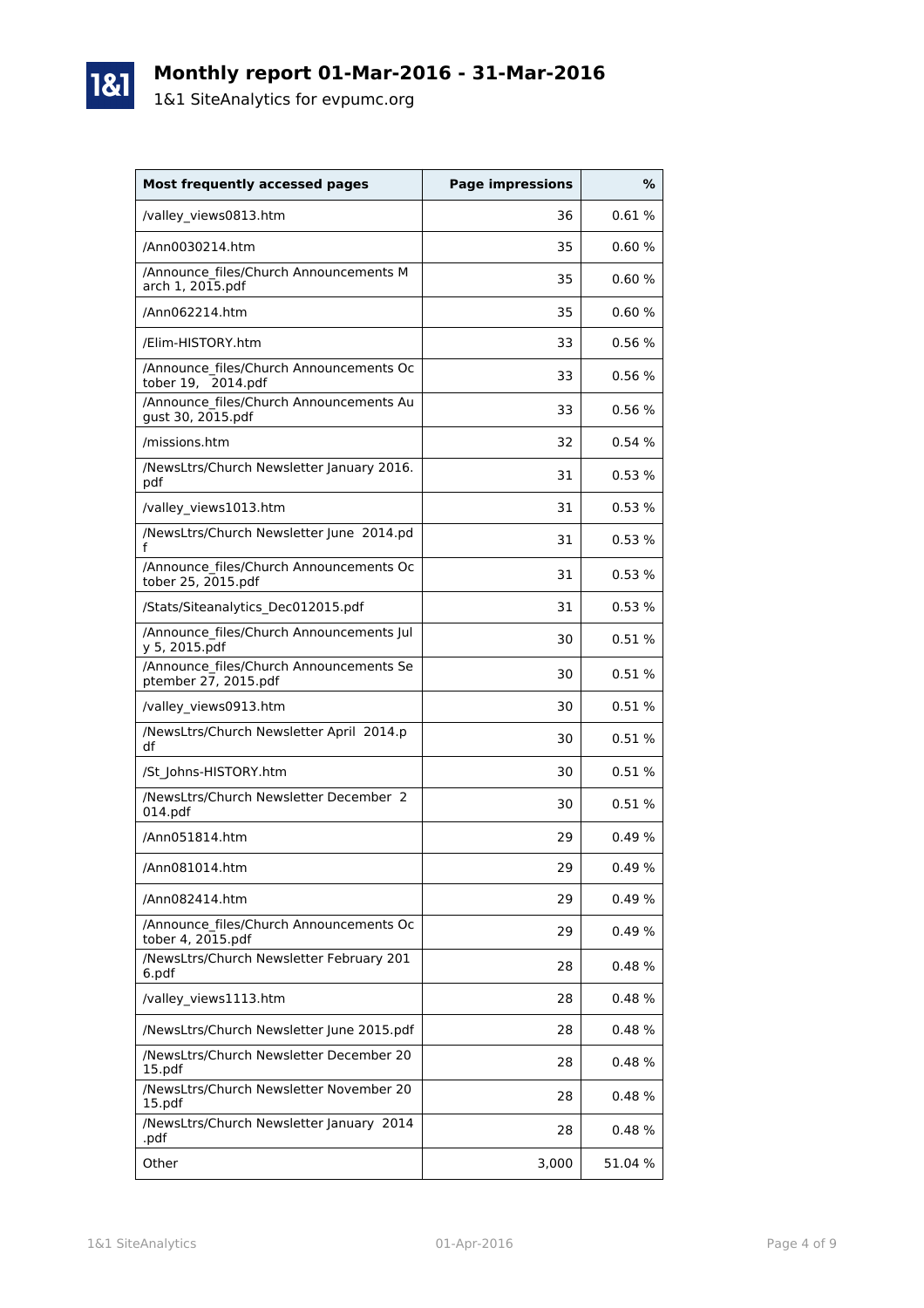# Monthly report 01-Mar-2016 - 31-Mar-2016

1&1 SiteAnalytics for evpumc.org

| Most frequently accessed pages | Page impressions | % |
|---|---|---|
| /valley_views0813.htm | 36 | 0.61 % |
| /Ann0030214.htm | 35 | 0.60 % |
| /Announce_files/Church Announcements March 1, 2015.pdf | 35 | 0.60 % |
| /Ann062214.htm | 35 | 0.60 % |
| /Elim-HISTORY.htm | 33 | 0.56 % |
| /Announce_files/Church Announcements October 19, 2014.pdf | 33 | 0.56 % |
| /Announce_files/Church Announcements August 30, 2015.pdf | 33 | 0.56 % |
| /missions.htm | 32 | 0.54 % |
| /NewsLtrs/Church Newsletter January 2016.pdf | 31 | 0.53 % |
| /valley_views1013.htm | 31 | 0.53 % |
| /NewsLtrs/Church Newsletter June 2014.pdf | 31 | 0.53 % |
| /Announce_files/Church Announcements October 25, 2015.pdf | 31 | 0.53 % |
| /Stats/Siteanalytics_Dec012015.pdf | 31 | 0.53 % |
| /Announce_files/Church Announcements July 5, 2015.pdf | 30 | 0.51 % |
| /Announce_files/Church Announcements September 27, 2015.pdf | 30 | 0.51 % |
| /valley_views0913.htm | 30 | 0.51 % |
| /NewsLtrs/Church Newsletter April 2014.pdf | 30 | 0.51 % |
| /St_Johns-HISTORY.htm | 30 | 0.51 % |
| /NewsLtrs/Church Newsletter December 2014.pdf | 30 | 0.51 % |
| /Ann051814.htm | 29 | 0.49 % |
| /Ann081014.htm | 29 | 0.49 % |
| /Ann082414.htm | 29 | 0.49 % |
| /Announce_files/Church Announcements October 4, 2015.pdf | 29 | 0.49 % |
| /NewsLtrs/Church Newsletter February 2016.pdf | 28 | 0.48 % |
| /valley_views1113.htm | 28 | 0.48 % |
| /NewsLtrs/Church Newsletter June 2015.pdf | 28 | 0.48 % |
| /NewsLtrs/Church Newsletter December 2015.pdf | 28 | 0.48 % |
| /NewsLtrs/Church Newsletter November 2015.pdf | 28 | 0.48 % |
| /NewsLtrs/Church Newsletter January 2014.pdf | 28 | 0.48 % |
| Other | 3,000 | 51.04 % |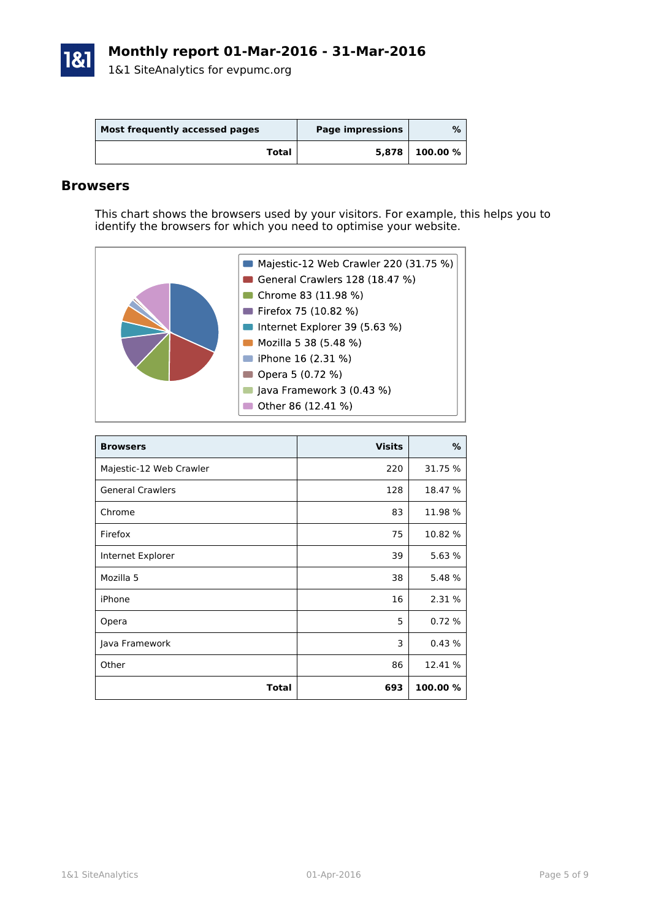# Monthly report 01-Mar-2016 - 31-Mar-2016

1&1 SiteAnalytics for evpumc.org

| Most frequently accessed pages | Page impressions | % |
|---|---|---|
| **Total** | **5,878** | **100.00 %** |

## Browsers

This chart shows the browsers used by your visitors. For example, this helps you to identify the browsers for which you need to optimise your website.

- Majestic-12 Web Crawler 220 (31.75 %)
- General Crawlers 128 (18.47 %)
- Chrome 83 (11.98 %)
- Firefox 75 (10.82 %)
- Internet Explorer 39 (5.63 %)
- Mozilla 5 38 (5.48 %)
- iPhone 16 (2.31 %)
- Opera 5 (0.72 %)
- Java Framework 3 (0.43 %)
- Other 86 (12.41 %)

| Browsers | Visits | % |
|---|---|---|
| Majestic-12 Web Crawler | 220 | 31.75 % |
| General Crawlers | 128 | 18.47 % |
| Chrome | 83 | 11.98 % |
| Firefox | 75 | 10.82 % |
| Internet Explorer | 39 | 5.63 % |
| Mozilla 5 | 38 | 5.48 % |
| iPhone | 16 | 2.31 % |
| Opera | 5 | 0.72 % |
| Java Framework | 3 | 0.43 % |
| Other | 86 | 12.41 % |
| **Total** | **693** | **100.00 %** |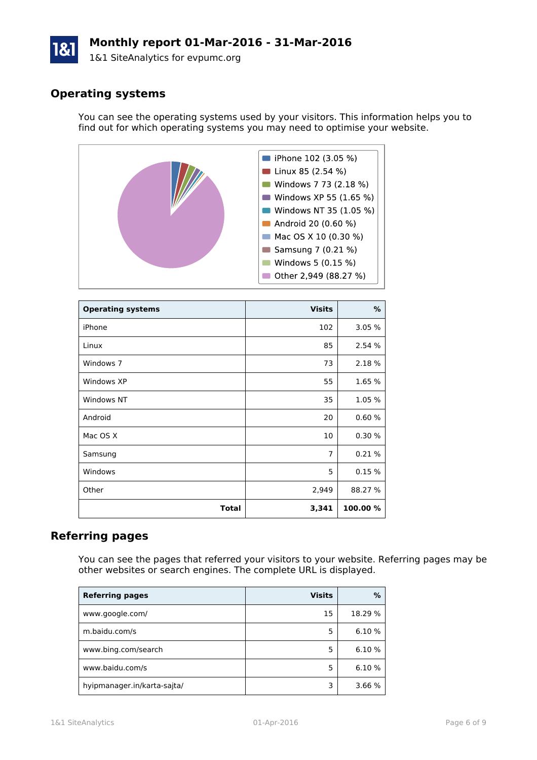# Monthly report 01-Mar-2016 - 31-Mar-2016

1&1 SiteAnalytics for evpumc.org

## Operating systems

You can see the operating systems used by your visitors. This information helps you to find out for which operating systems you may need to optimise your website.

- iPhone 102 (3.05 %)
- Linux 85 (2.54 %)
- Windows 7 73 (2.18 %)
- Windows XP 55 (1.65 %)
- Windows NT 35 (1.05 %)
- Android 20 (0.60 %)
- Mac OS X 10 (0.30 %)
- Samsung 7 (0.21 %)
- Windows 5 (0.15 %)
- Other 2,949 (88.27 %)

| Operating systems | Visits | % |
|---|---:|---:|
| iPhone | 102 | 3.05 % |
| Linux | 85 | 2.54 % |
| Windows 7 | 73 | 2.18 % |
| Windows XP | 55 | 1.65 % |
| Windows NT | 35 | 1.05 % |
| Android | 20 | 0.60 % |
| Mac OS X | 10 | 0.30 % |
| Samsung | 7 | 0.21 % |
| Windows | 5 | 0.15 % |
| Other | 2,949 | 88.27 % |
| **Total** | **3,341** | **100.00 %** |

## Referring pages

You can see the pages that referred your visitors to your website. Referring pages may be other websites or search engines. The complete URL is displayed.

| Referring pages | Visits | % |
|---|---:|---:|
| www.google.com/ | 15 | 18.29 % |
| m.baidu.com/s | 5 | 6.10 % |
| www.bing.com/search | 5 | 6.10 % |
| www.baidu.com/s | 5 | 6.10 % |
| hyipmanager.in/karta-sajta/ | 3 | 3.66 % |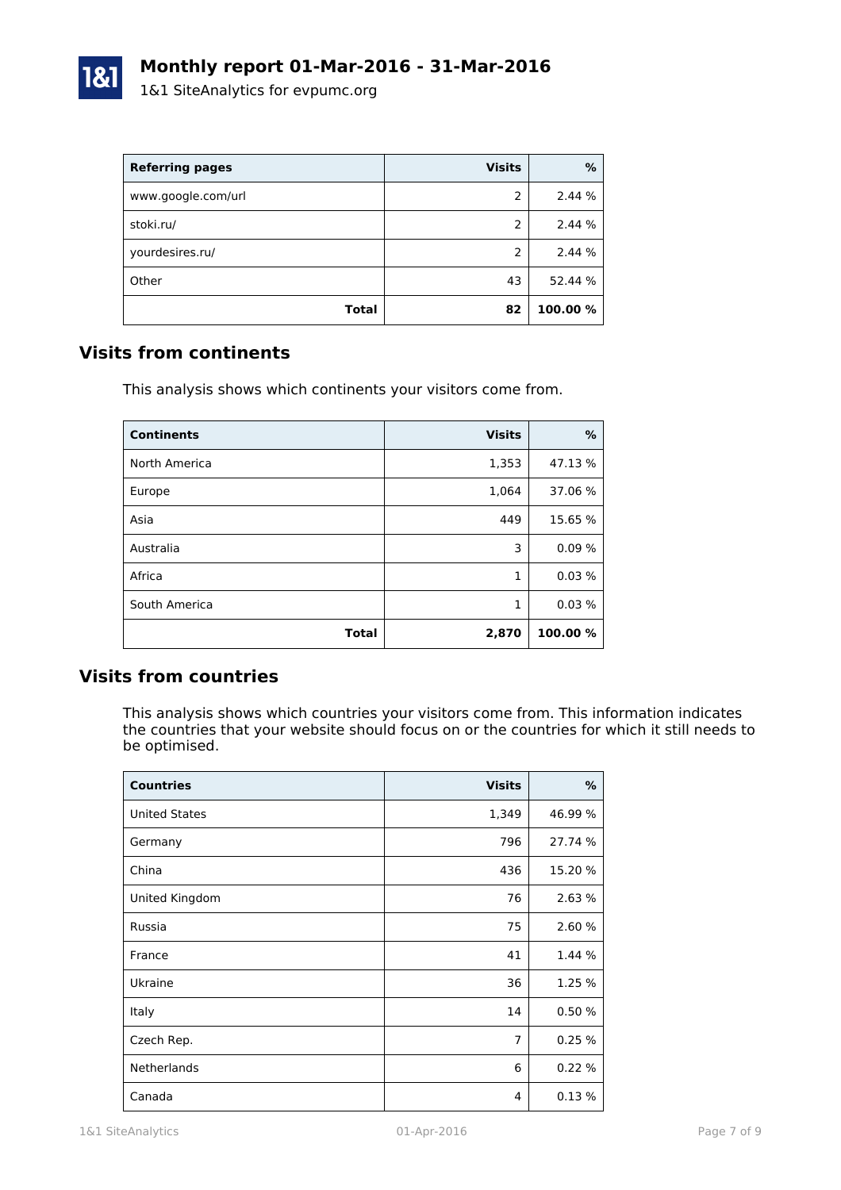| Referring pages | Visits | % |
|---|---:|---:|
| www.google.com/url | 2 | 2.44 % |
| stoki.ru/ | 2 | 2.44 % |
| yourdesires.ru/ | 2 | 2.44 % |
| Other | 43 | 52.44 % |
| **Total** | **82** | **100.00 %** |

## Visits from continents

This analysis shows which continents your visitors come from.

| Continents | Visits | % |
|---|---:|---:|
| North America | 1,353 | 47.13 % |
| Europe | 1,064 | 37.06 % |
| Asia | 449 | 15.65 % |
| Australia | 3 | 0.09 % |
| Africa | 1 | 0.03 % |
| South America | 1 | 0.03 % |
| **Total** | **2,870** | **100.00 %** |

## Visits from countries

This analysis shows which countries your visitors come from. This information indicates the countries that your website should focus on or the countries for which it still needs to be optimised.

| Countries | Visits | % |
|---|---:|---:|
| United States | 1,349 | 46.99 % |
| Germany | 796 | 27.74 % |
| China | 436 | 15.20 % |
| United Kingdom | 76 | 2.63 % |
| Russia | 75 | 2.60 % |
| France | 41 | 1.44 % |
| Ukraine | 36 | 1.25 % |
| Italy | 14 | 0.50 % |
| Czech Rep. | 7 | 0.25 % |
| Netherlands | 6 | 0.22 % |
| Canada | 4 | 0.13 % |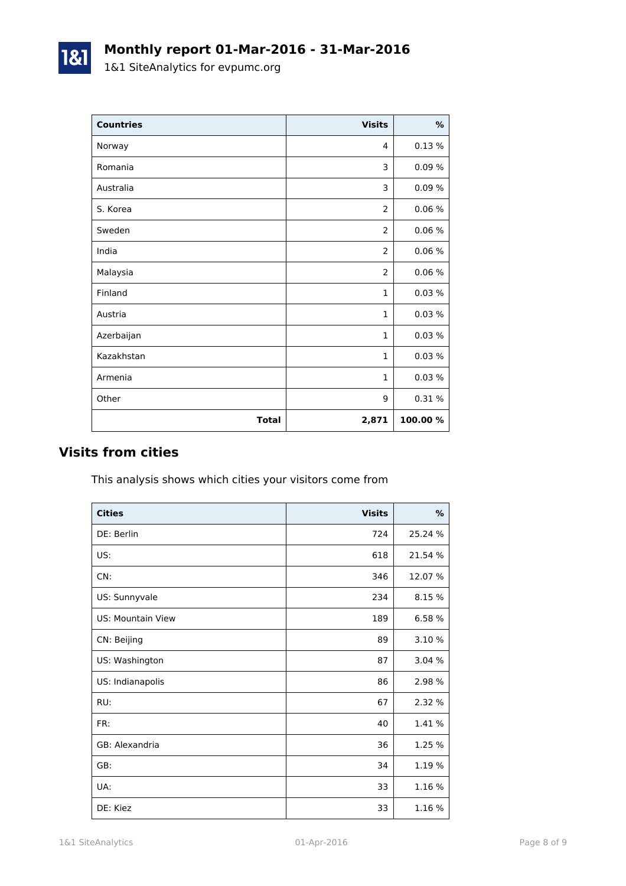| Countries | Visits | % |
| --- | --- | --- |
| Norway | 4 | 0.13 % |
| Romania | 3 | 0.09 % |
| Australia | 3 | 0.09 % |
| S. Korea | 2 | 0.06 % |
| Sweden | 2 | 0.06 % |
| India | 2 | 0.06 % |
| Malaysia | 2 | 0.06 % |
| Finland | 1 | 0.03 % |
| Austria | 1 | 0.03 % |
| Azerbaijan | 1 | 0.03 % |
| Kazakhstan | 1 | 0.03 % |
| Armenia | 1 | 0.03 % |
| Other | 9 | 0.31 % |
| **Total** | **2,871** | **100.00 %** |

## Visits from cities

This analysis shows which cities your visitors come from

| Cities | Visits | % |
| --- | --- | --- |
| DE: Berlin | 724 | 25.24 % |
| US: | 618 | 21.54 % |
| CN: | 346 | 12.07 % |
| US: Sunnyvale | 234 | 8.15 % |
| US: Mountain View | 189 | 6.58 % |
| CN: Beijing | 89 | 3.10 % |
| US: Washington | 87 | 3.04 % |
| US: Indianapolis | 86 | 2.98 % |
| RU: | 67 | 2.32 % |
| FR: | 40 | 1.41 % |
| GB: Alexandria | 36 | 1.25 % |
| GB: | 34 | 1.19 % |
| UA: | 33 | 1.16 % |
| DE: Kiez | 33 | 1.16 % |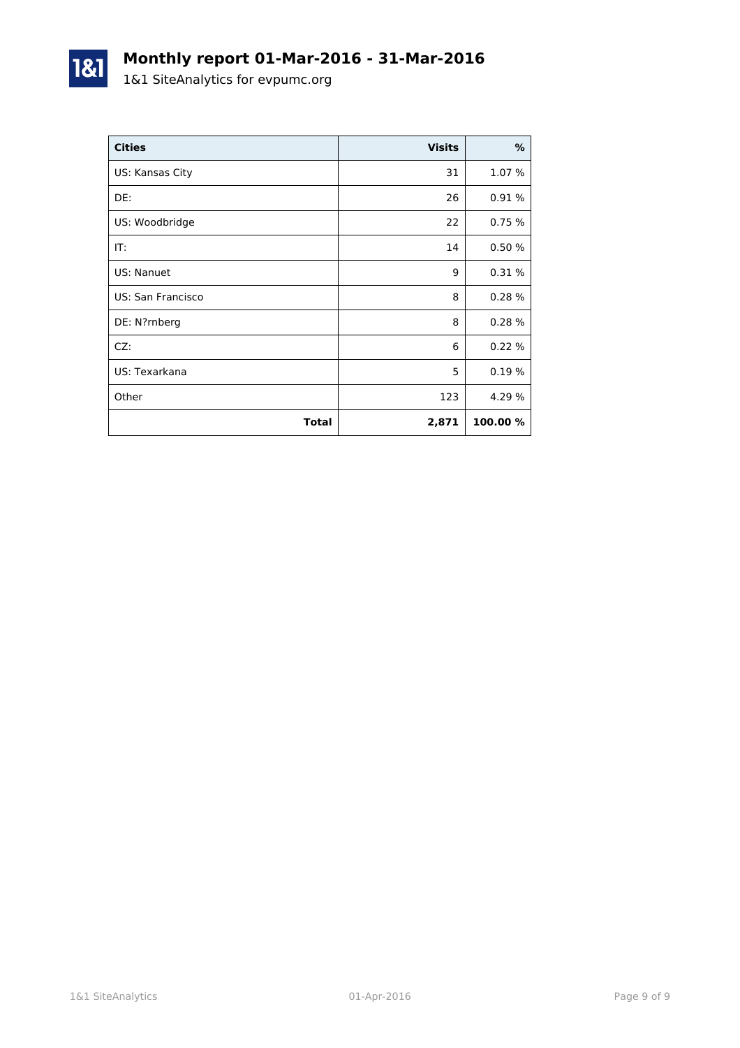# Monthly report 01-Mar-2016 - 31-Mar-2016

1&1 SiteAnalytics for evpumc.org

| Cities | Visits | % |
|---|---:|---:|
| US: Kansas City | 31 | 1.07 % |
| DE: | 26 | 0.91 % |
| US: Woodbridge | 22 | 0.75 % |
| IT: | 14 | 0.50 % |
| US: Nanuet | 9 | 0.31 % |
| US: San Francisco | 8 | 0.28 % |
| DE: N?rnberg | 8 | 0.28 % |
| CZ: | 6 | 0.22 % |
| US: Texarkana | 5 | 0.19 % |
| Other | 123 | 4.29 % |
| **Total** | **2,871** | **100.00 %** |